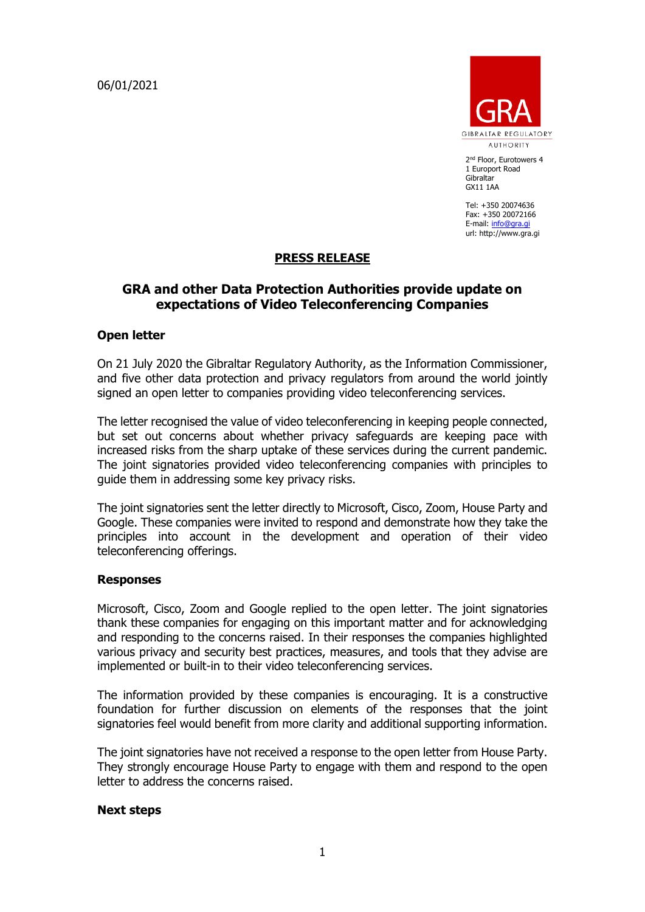06/01/2021

GRA
GIBRALTAR REGULATORY AUTHORITY

2nd Floor, Eurotowers 4
1 Europort Road
Gibraltar
GX11 1AA

Tel: +350 20074636
Fax: +350 20072166
E-mail: info@gra.gi
url: http://www.gra.gi

**PRESS RELEASE**

# GRA and other Data Protection Authorities provide update on expectations of Video Teleconferencing Companies

## Open letter

On 21 July 2020 the Gibraltar Regulatory Authority, as the Information Commissioner, and five other data protection and privacy regulators from around the world jointly signed an open letter to companies providing video teleconferencing services.

The letter recognised the value of video teleconferencing in keeping people connected, but set out concerns about whether privacy safeguards are keeping pace with increased risks from the sharp uptake of these services during the current pandemic. The joint signatories provided video teleconferencing companies with principles to guide them in addressing some key privacy risks.

The joint signatories sent the letter directly to Microsoft, Cisco, Zoom, House Party and Google. These companies were invited to respond and demonstrate how they take the principles into account in the development and operation of their video teleconferencing offerings.

## Responses

Microsoft, Cisco, Zoom and Google replied to the open letter. The joint signatories thank these companies for engaging on this important matter and for acknowledging and responding to the concerns raised. In their responses the companies highlighted various privacy and security best practices, measures, and tools that they advise are implemented or built-in to their video teleconferencing services.

The information provided by these companies is encouraging. It is a constructive foundation for further discussion on elements of the responses that the joint signatories feel would benefit from more clarity and additional supporting information.

The joint signatories have not received a response to the open letter from House Party. They strongly encourage House Party to engage with them and respond to the open letter to address the concerns raised.

## Next steps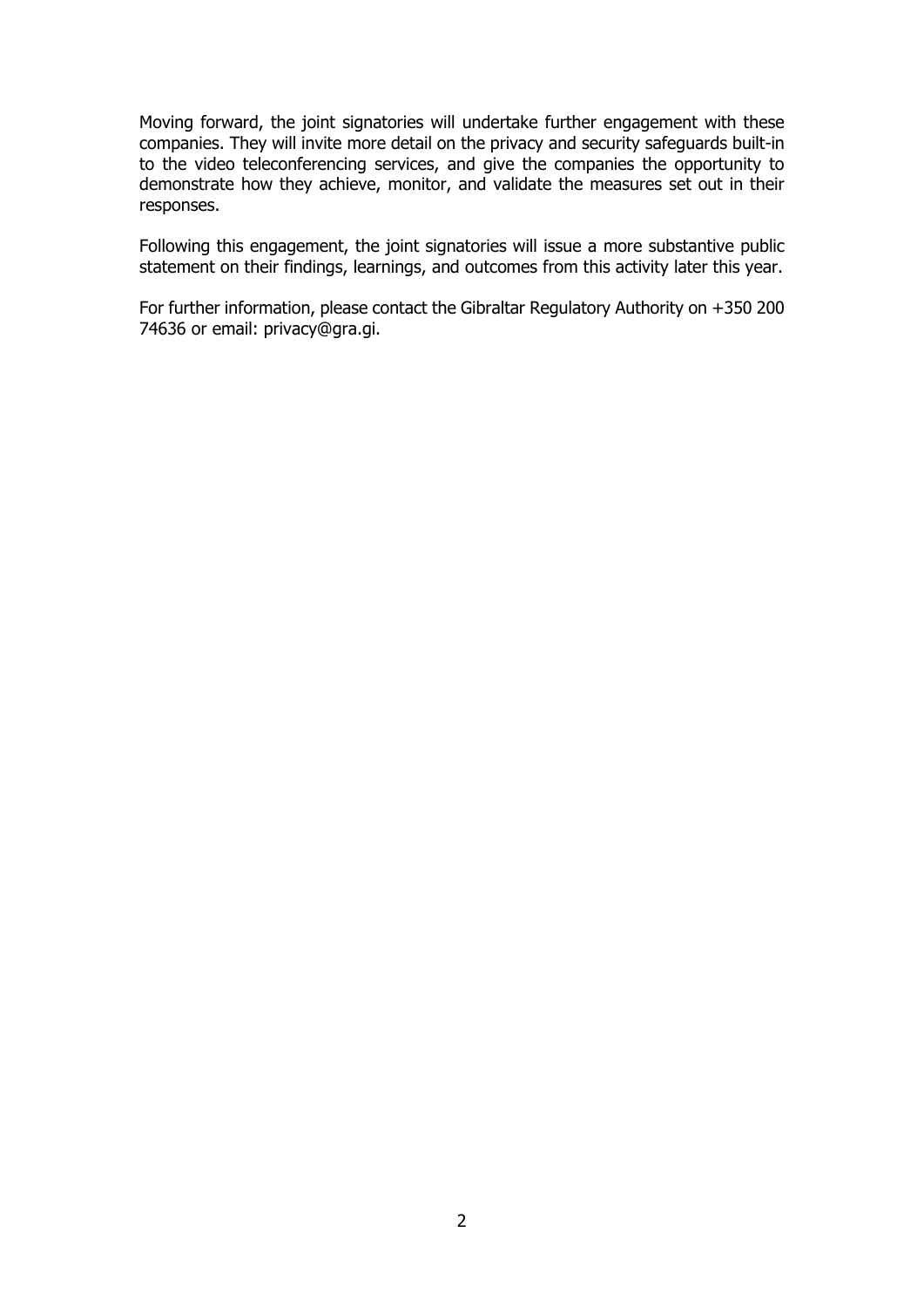Moving forward, the joint signatories will undertake further engagement with these companies. They will invite more detail on the privacy and security safeguards built-in to the video teleconferencing services, and give the companies the opportunity to demonstrate how they achieve, monitor, and validate the measures set out in their responses.

Following this engagement, the joint signatories will issue a more substantive public statement on their findings, learnings, and outcomes from this activity later this year.

For further information, please contact the Gibraltar Regulatory Authority on +350 200 74636 or email: privacy@gra.gi.